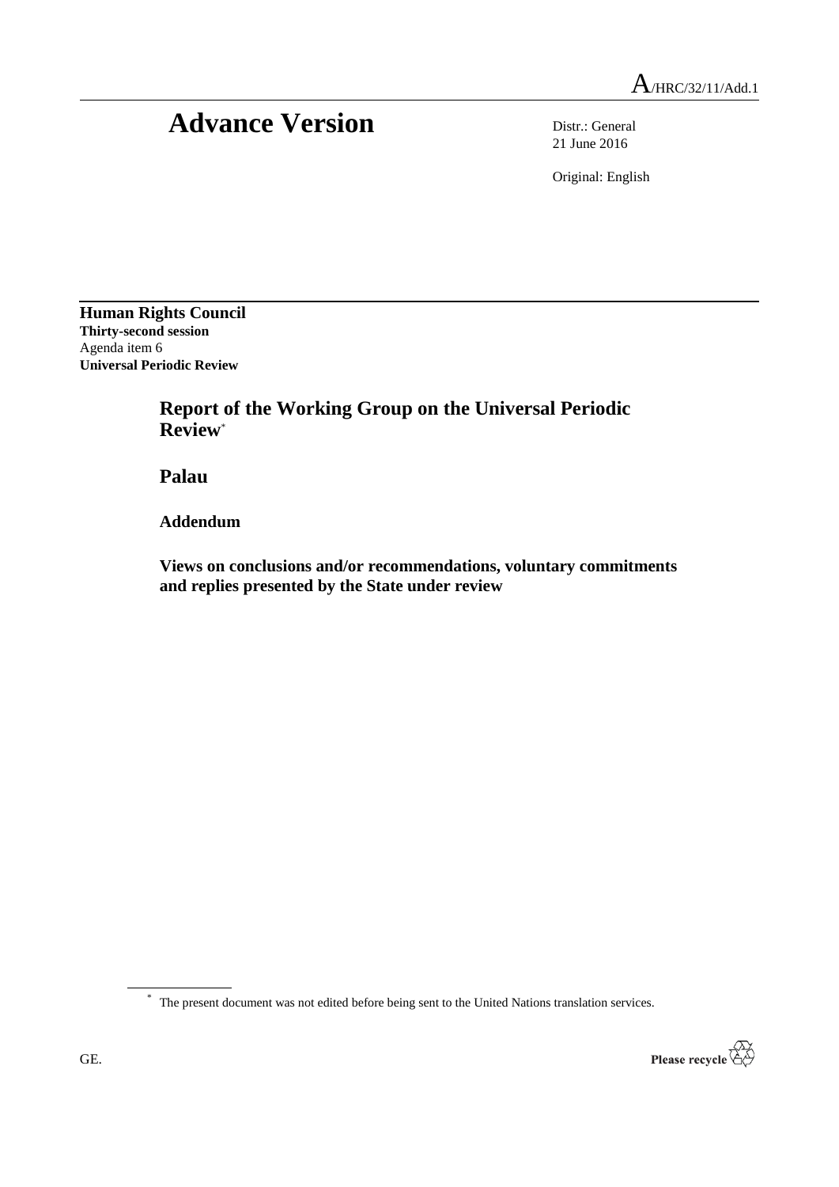A/HRC/32/11/Add.1

# Advance Version

Distr.: General
21 June 2016

Original: English

**Human Rights Council**
**Thirty-second session**
Agenda item 6
**Universal Periodic Review**

## Report of the Working Group on the Universal Periodic Review*

## Palau

### Addendum

### Views on conclusions and/or recommendations, voluntary commitments and replies presented by the State under review

* The present document was not edited before being sent to the United Nations translation services.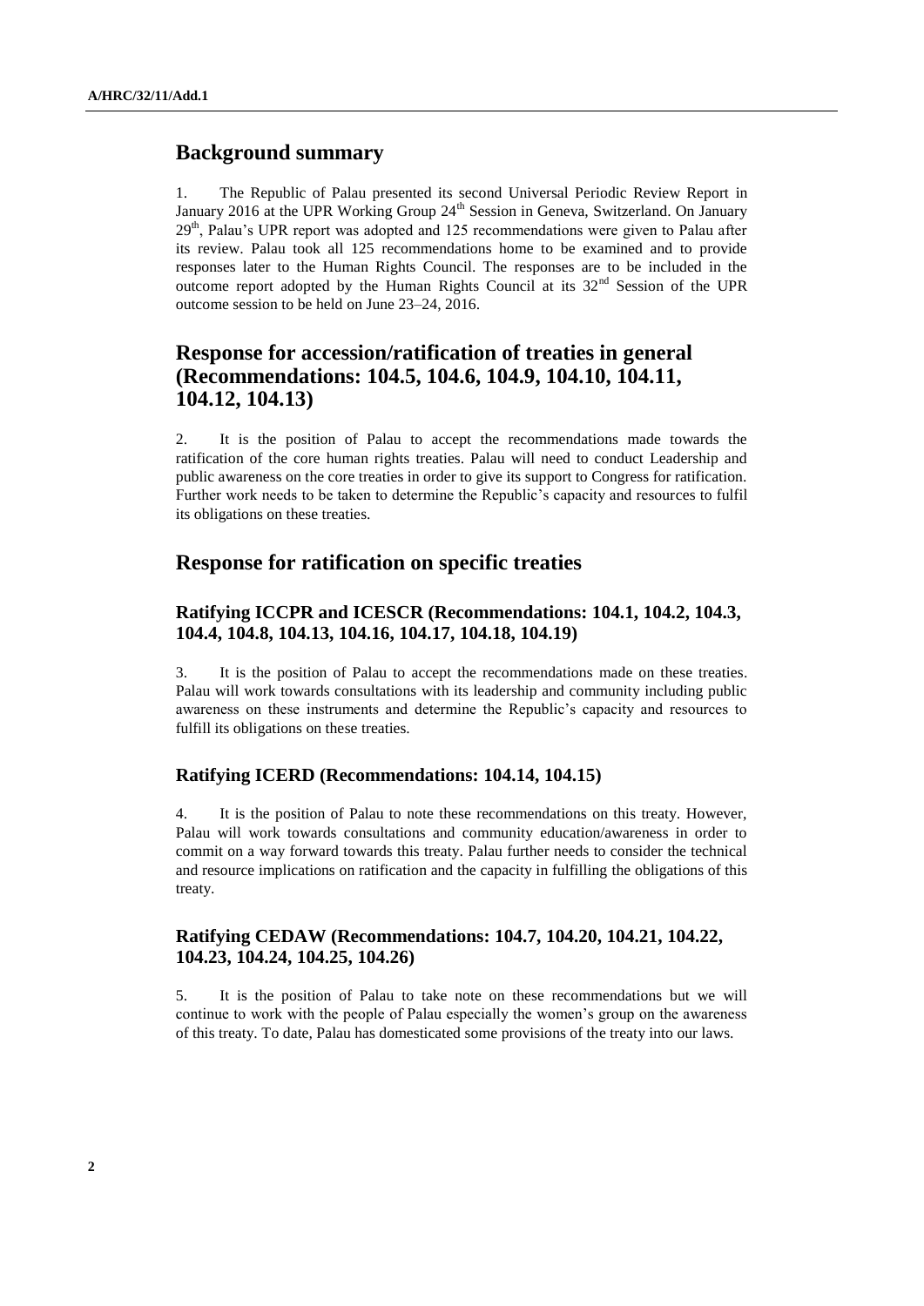## Background summary

1. The Republic of Palau presented its second Universal Periodic Review Report in January 2016 at the UPR Working Group 24th Session in Geneva, Switzerland. On January 29th, Palau's UPR report was adopted and 125 recommendations were given to Palau after its review. Palau took all 125 recommendations home to be examined and to provide responses later to the Human Rights Council. The responses are to be included in the outcome report adopted by the Human Rights Council at its 32nd Session of the UPR outcome session to be held on June 23–24, 2016.

## Response for accession/ratification of treaties in general (Recommendations: 104.5, 104.6, 104.9, 104.10, 104.11, 104.12, 104.13)

2. It is the position of Palau to accept the recommendations made towards the ratification of the core human rights treaties. Palau will need to conduct Leadership and public awareness on the core treaties in order to give its support to Congress for ratification. Further work needs to be taken to determine the Republic's capacity and resources to fulfil its obligations on these treaties.

## Response for ratification on specific treaties

### Ratifying ICCPR and ICESCR (Recommendations: 104.1, 104.2, 104.3, 104.4, 104.8, 104.13, 104.16, 104.17, 104.18, 104.19)

3. It is the position of Palau to accept the recommendations made on these treaties. Palau will work towards consultations with its leadership and community including public awareness on these instruments and determine the Republic's capacity and resources to fulfill its obligations on these treaties.

### Ratifying ICERD (Recommendations: 104.14, 104.15)

4. It is the position of Palau to note these recommendations on this treaty. However, Palau will work towards consultations and community education/awareness in order to commit on a way forward towards this treaty. Palau further needs to consider the technical and resource implications on ratification and the capacity in fulfilling the obligations of this treaty.

### Ratifying CEDAW (Recommendations: 104.7, 104.20, 104.21, 104.22, 104.23, 104.24, 104.25, 104.26)

5. It is the position of Palau to take note on these recommendations but we will continue to work with the people of Palau especially the women's group on the awareness of this treaty. To date, Palau has domesticated some provisions of the treaty into our laws.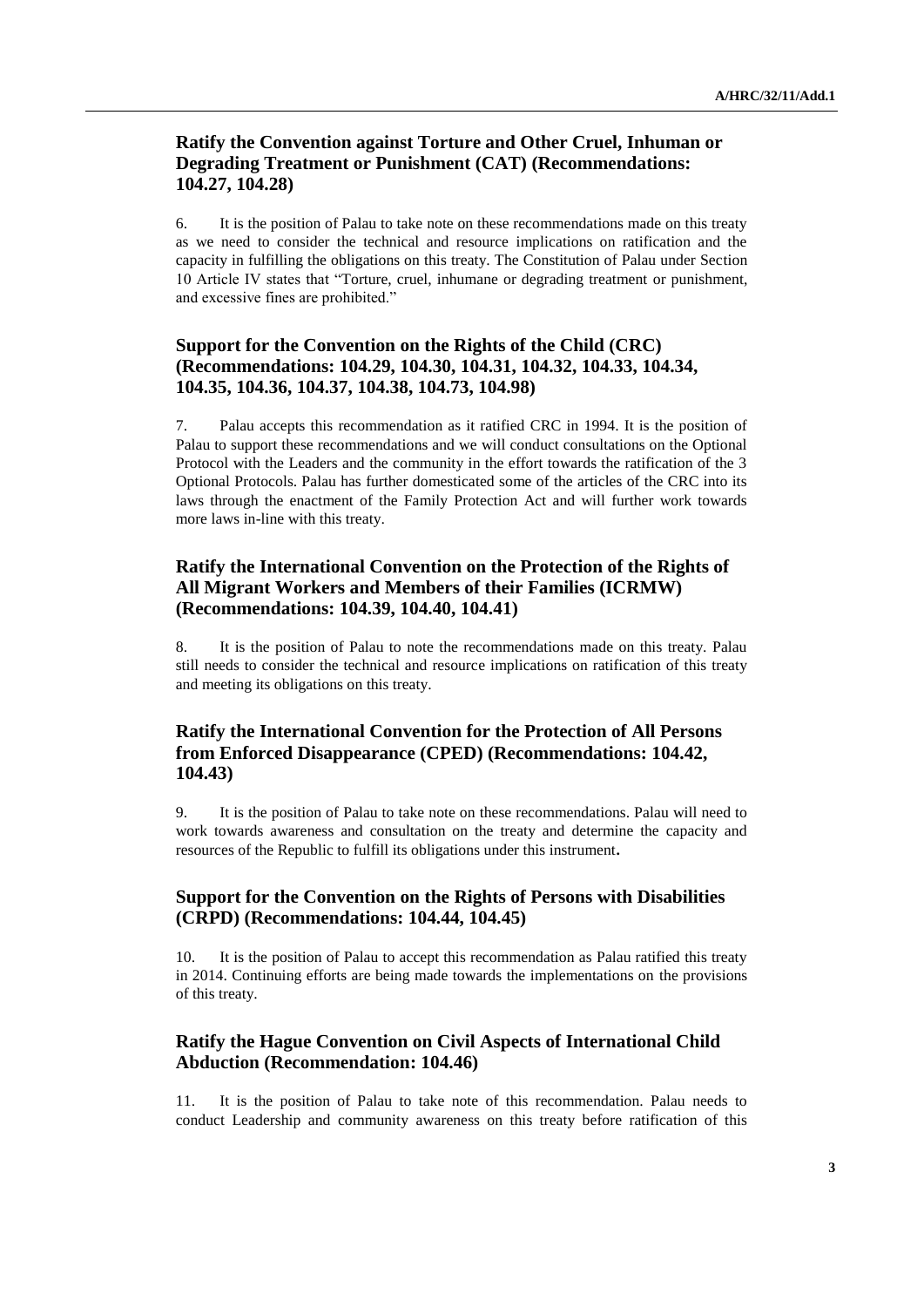### Ratify the Convention against Torture and Other Cruel, Inhuman or Degrading Treatment or Punishment (CAT) (Recommendations: 104.27, 104.28)

6. It is the position of Palau to take note on these recommendations made on this treaty as we need to consider the technical and resource implications on ratification and the capacity in fulfilling the obligations on this treaty. The Constitution of Palau under Section 10 Article IV states that "Torture, cruel, inhumane or degrading treatment or punishment, and excessive fines are prohibited."

### Support for the Convention on the Rights of the Child (CRC) (Recommendations: 104.29, 104.30, 104.31, 104.32, 104.33, 104.34, 104.35, 104.36, 104.37, 104.38, 104.73, 104.98)

7. Palau accepts this recommendation as it ratified CRC in 1994. It is the position of Palau to support these recommendations and we will conduct consultations on the Optional Protocol with the Leaders and the community in the effort towards the ratification of the 3 Optional Protocols. Palau has further domesticated some of the articles of the CRC into its laws through the enactment of the Family Protection Act and will further work towards more laws in-line with this treaty.

### Ratify the International Convention on the Protection of the Rights of All Migrant Workers and Members of their Families (ICRMW) (Recommendations: 104.39, 104.40, 104.41)

8. It is the position of Palau to note the recommendations made on this treaty. Palau still needs to consider the technical and resource implications on ratification of this treaty and meeting its obligations on this treaty.

### Ratify the International Convention for the Protection of All Persons from Enforced Disappearance (CPED) (Recommendations: 104.42, 104.43)

9. It is the position of Palau to take note on these recommendations. Palau will need to work towards awareness and consultation on the treaty and determine the capacity and resources of the Republic to fulfill its obligations under this instrument.

### Support for the Convention on the Rights of Persons with Disabilities (CRPD) (Recommendations: 104.44, 104.45)

10. It is the position of Palau to accept this recommendation as Palau ratified this treaty in 2014. Continuing efforts are being made towards the implementations on the provisions of this treaty.

### Ratify the Hague Convention on Civil Aspects of International Child Abduction (Recommendation: 104.46)

11. It is the position of Palau to take note of this recommendation. Palau needs to conduct Leadership and community awareness on this treaty before ratification of this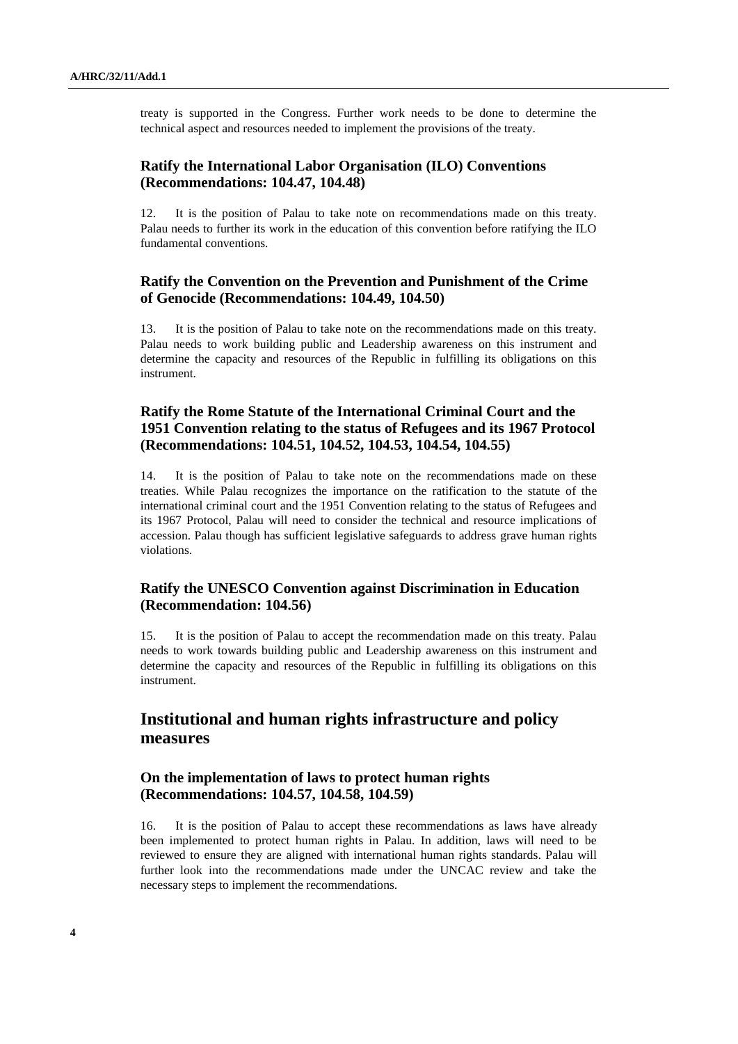treaty is supported in the Congress. Further work needs to be done to determine the technical aspect and resources needed to implement the provisions of the treaty.

### Ratify the International Labor Organisation (ILO) Conventions (Recommendations: 104.47, 104.48)

12. It is the position of Palau to take note on recommendations made on this treaty. Palau needs to further its work in the education of this convention before ratifying the ILO fundamental conventions.

### Ratify the Convention on the Prevention and Punishment of the Crime of Genocide (Recommendations: 104.49, 104.50)

13. It is the position of Palau to take note on the recommendations made on this treaty. Palau needs to work building public and Leadership awareness on this instrument and determine the capacity and resources of the Republic in fulfilling its obligations on this instrument.

### Ratify the Rome Statute of the International Criminal Court and the 1951 Convention relating to the status of Refugees and its 1967 Protocol (Recommendations: 104.51, 104.52, 104.53, 104.54, 104.55)

14. It is the position of Palau to take note on the recommendations made on these treaties. While Palau recognizes the importance on the ratification to the statute of the international criminal court and the 1951 Convention relating to the status of Refugees and its 1967 Protocol, Palau will need to consider the technical and resource implications of accession. Palau though has sufficient legislative safeguards to address grave human rights violations.

### Ratify the UNESCO Convention against Discrimination in Education (Recommendation: 104.56)

15. It is the position of Palau to accept the recommendation made on this treaty. Palau needs to work towards building public and Leadership awareness on this instrument and determine the capacity and resources of the Republic in fulfilling its obligations on this instrument.

## Institutional and human rights infrastructure and policy measures

### On the implementation of laws to protect human rights (Recommendations: 104.57, 104.58, 104.59)

16. It is the position of Palau to accept these recommendations as laws have already been implemented to protect human rights in Palau. In addition, laws will need to be reviewed to ensure they are aligned with international human rights standards. Palau will further look into the recommendations made under the UNCAC review and take the necessary steps to implement the recommendations.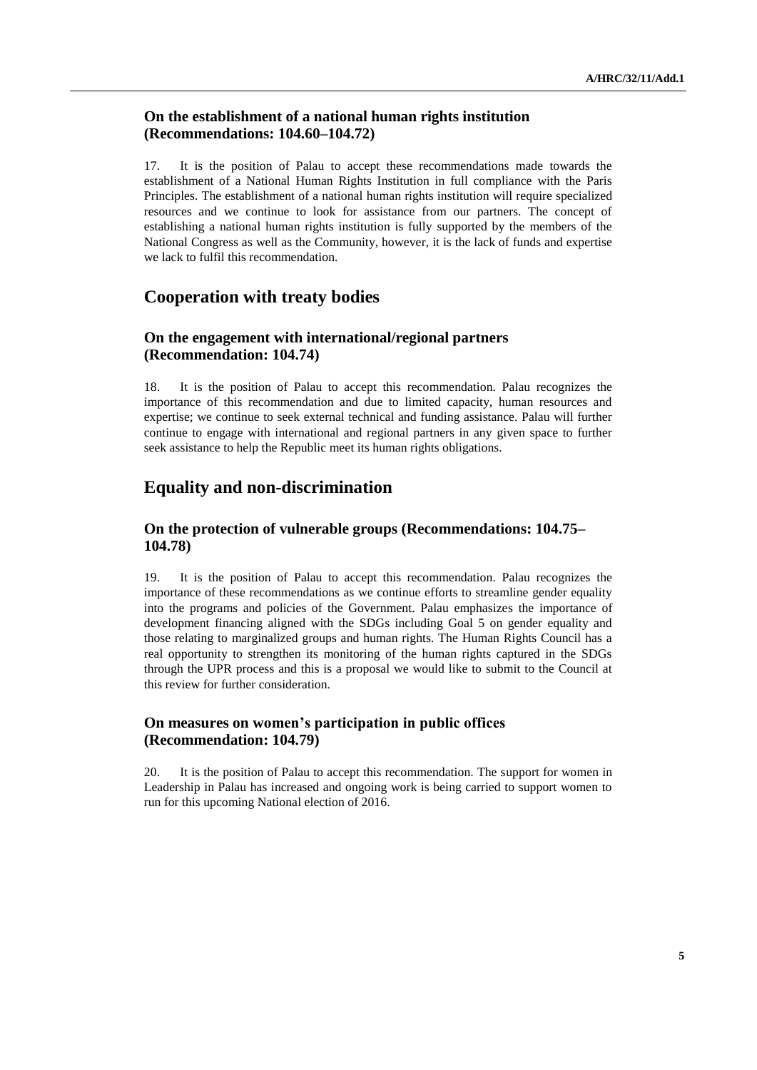### On the establishment of a national human rights institution (Recommendations: 104.60–104.72)

17. It is the position of Palau to accept these recommendations made towards the establishment of a National Human Rights Institution in full compliance with the Paris Principles. The establishment of a national human rights institution will require specialized resources and we continue to look for assistance from our partners. The concept of establishing a national human rights institution is fully supported by the members of the National Congress as well as the Community, however, it is the lack of funds and expertise we lack to fulfil this recommendation.

## Cooperation with treaty bodies

### On the engagement with international/regional partners (Recommendation: 104.74)

18. It is the position of Palau to accept this recommendation. Palau recognizes the importance of this recommendation and due to limited capacity, human resources and expertise; we continue to seek external technical and funding assistance. Palau will further continue to engage with international and regional partners in any given space to further seek assistance to help the Republic meet its human rights obligations.

## Equality and non-discrimination

### On the protection of vulnerable groups (Recommendations: 104.75–104.78)

19. It is the position of Palau to accept this recommendation. Palau recognizes the importance of these recommendations as we continue efforts to streamline gender equality into the programs and policies of the Government. Palau emphasizes the importance of development financing aligned with the SDGs including Goal 5 on gender equality and those relating to marginalized groups and human rights. The Human Rights Council has a real opportunity to strengthen its monitoring of the human rights captured in the SDGs through the UPR process and this is a proposal we would like to submit to the Council at this review for further consideration.

### On measures on women's participation in public offices (Recommendation: 104.79)

20. It is the position of Palau to accept this recommendation. The support for women in Leadership in Palau has increased and ongoing work is being carried to support women to run for this upcoming National election of 2016.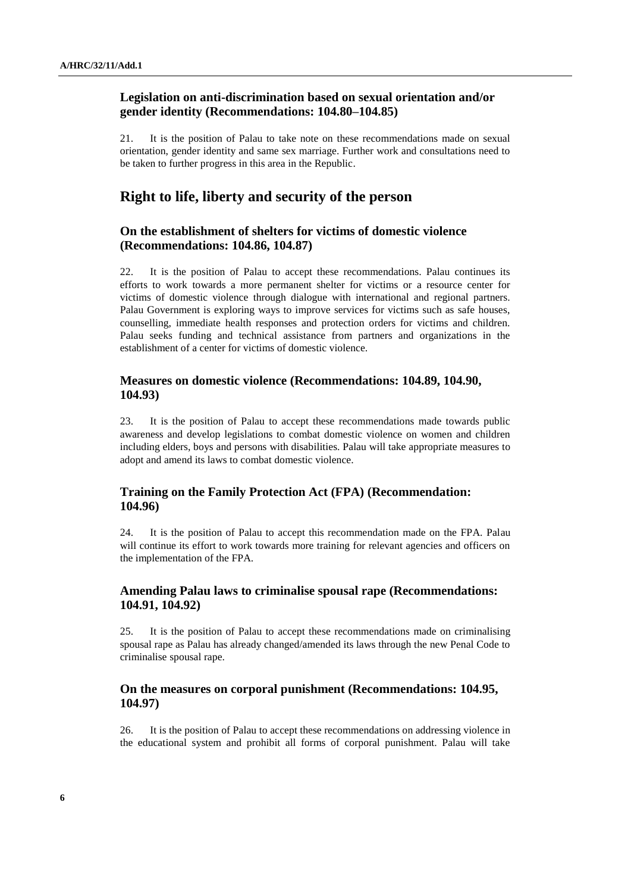### Legislation on anti-discrimination based on sexual orientation and/or gender identity (Recommendations: 104.80–104.85)

21. It is the position of Palau to take note on these recommendations made on sexual orientation, gender identity and same sex marriage. Further work and consultations need to be taken to further progress in this area in the Republic.

## Right to life, liberty and security of the person

### On the establishment of shelters for victims of domestic violence (Recommendations: 104.86, 104.87)

22. It is the position of Palau to accept these recommendations. Palau continues its efforts to work towards a more permanent shelter for victims or a resource center for victims of domestic violence through dialogue with international and regional partners. Palau Government is exploring ways to improve services for victims such as safe houses, counselling, immediate health responses and protection orders for victims and children. Palau seeks funding and technical assistance from partners and organizations in the establishment of a center for victims of domestic violence.

### Measures on domestic violence (Recommendations: 104.89, 104.90, 104.93)

23. It is the position of Palau to accept these recommendations made towards public awareness and develop legislations to combat domestic violence on women and children including elders, boys and persons with disabilities. Palau will take appropriate measures to adopt and amend its laws to combat domestic violence.

### Training on the Family Protection Act (FPA) (Recommendation: 104.96)

24. It is the position of Palau to accept this recommendation made on the FPA. Palau will continue its effort to work towards more training for relevant agencies and officers on the implementation of the FPA.

### Amending Palau laws to criminalise spousal rape (Recommendations: 104.91, 104.92)

25. It is the position of Palau to accept these recommendations made on criminalising spousal rape as Palau has already changed/amended its laws through the new Penal Code to criminalise spousal rape.

### On the measures on corporal punishment (Recommendations: 104.95, 104.97)

26. It is the position of Palau to accept these recommendations on addressing violence in the educational system and prohibit all forms of corporal punishment. Palau will take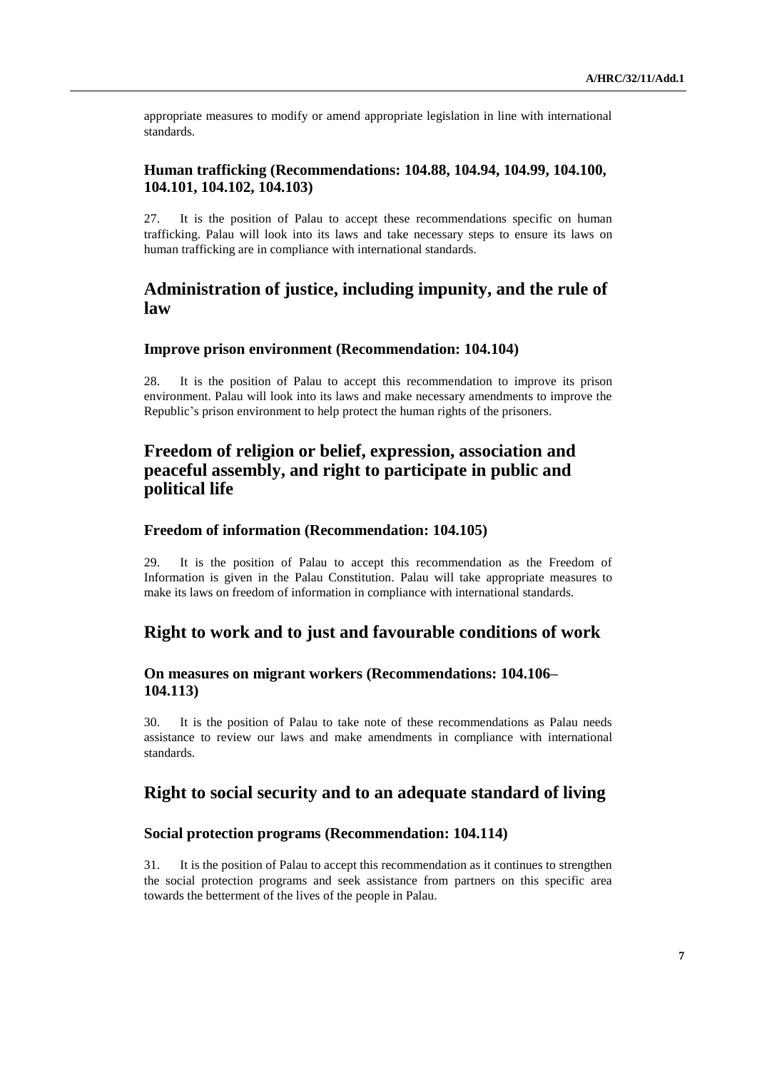appropriate measures to modify or amend appropriate legislation in line with international standards.

### Human trafficking (Recommendations: 104.88, 104.94, 104.99, 104.100, 104.101, 104.102, 104.103)

27. It is the position of Palau to accept these recommendations specific on human trafficking. Palau will look into its laws and take necessary steps to ensure its laws on human trafficking are in compliance with international standards.

## Administration of justice, including impunity, and the rule of law

### Improve prison environment (Recommendation: 104.104)

28. It is the position of Palau to accept this recommendation to improve its prison environment. Palau will look into its laws and make necessary amendments to improve the Republic's prison environment to help protect the human rights of the prisoners.

## Freedom of religion or belief, expression, association and peaceful assembly, and right to participate in public and political life

### Freedom of information (Recommendation: 104.105)

29. It is the position of Palau to accept this recommendation as the Freedom of Information is given in the Palau Constitution. Palau will take appropriate measures to make its laws on freedom of information in compliance with international standards.

## Right to work and to just and favourable conditions of work

### On measures on migrant workers (Recommendations: 104.106–104.113)

30. It is the position of Palau to take note of these recommendations as Palau needs assistance to review our laws and make amendments in compliance with international standards.

## Right to social security and to an adequate standard of living

### Social protection programs (Recommendation: 104.114)

31. It is the position of Palau to accept this recommendation as it continues to strengthen the social protection programs and seek assistance from partners on this specific area towards the betterment of the lives of the people in Palau.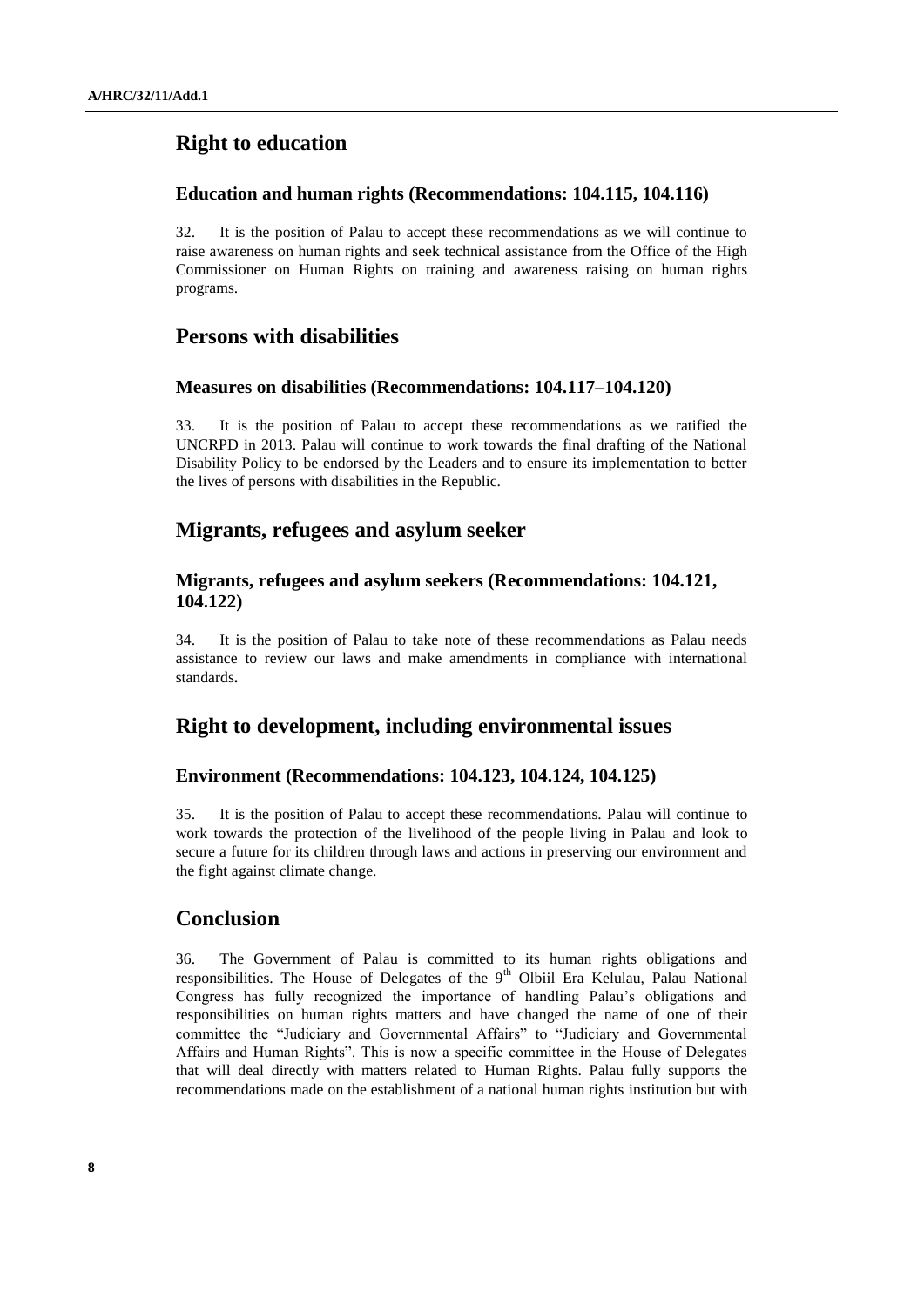## Right to education

### Education and human rights (Recommendations: 104.115, 104.116)

32. It is the position of Palau to accept these recommendations as we will continue to raise awareness on human rights and seek technical assistance from the Office of the High Commissioner on Human Rights on training and awareness raising on human rights programs.

## Persons with disabilities

### Measures on disabilities (Recommendations: 104.117–104.120)

33. It is the position of Palau to accept these recommendations as we ratified the UNCRPD in 2013. Palau will continue to work towards the final drafting of the National Disability Policy to be endorsed by the Leaders and to ensure its implementation to better the lives of persons with disabilities in the Republic.

## Migrants, refugees and asylum seeker

### Migrants, refugees and asylum seekers (Recommendations: 104.121, 104.122)

34. It is the position of Palau to take note of these recommendations as Palau needs assistance to review our laws and make amendments in compliance with international standards**.**

## Right to development, including environmental issues

### Environment (Recommendations: 104.123, 104.124, 104.125)

35. It is the position of Palau to accept these recommendations. Palau will continue to work towards the protection of the livelihood of the people living in Palau and look to secure a future for its children through laws and actions in preserving our environment and the fight against climate change.

## Conclusion

36. The Government of Palau is committed to its human rights obligations and responsibilities. The House of Delegates of the 9th Olbiil Era Kelulau, Palau National Congress has fully recognized the importance of handling Palau's obligations and responsibilities on human rights matters and have changed the name of one of their committee the "Judiciary and Governmental Affairs" to "Judiciary and Governmental Affairs and Human Rights". This is now a specific committee in the House of Delegates that will deal directly with matters related to Human Rights. Palau fully supports the recommendations made on the establishment of a national human rights institution but with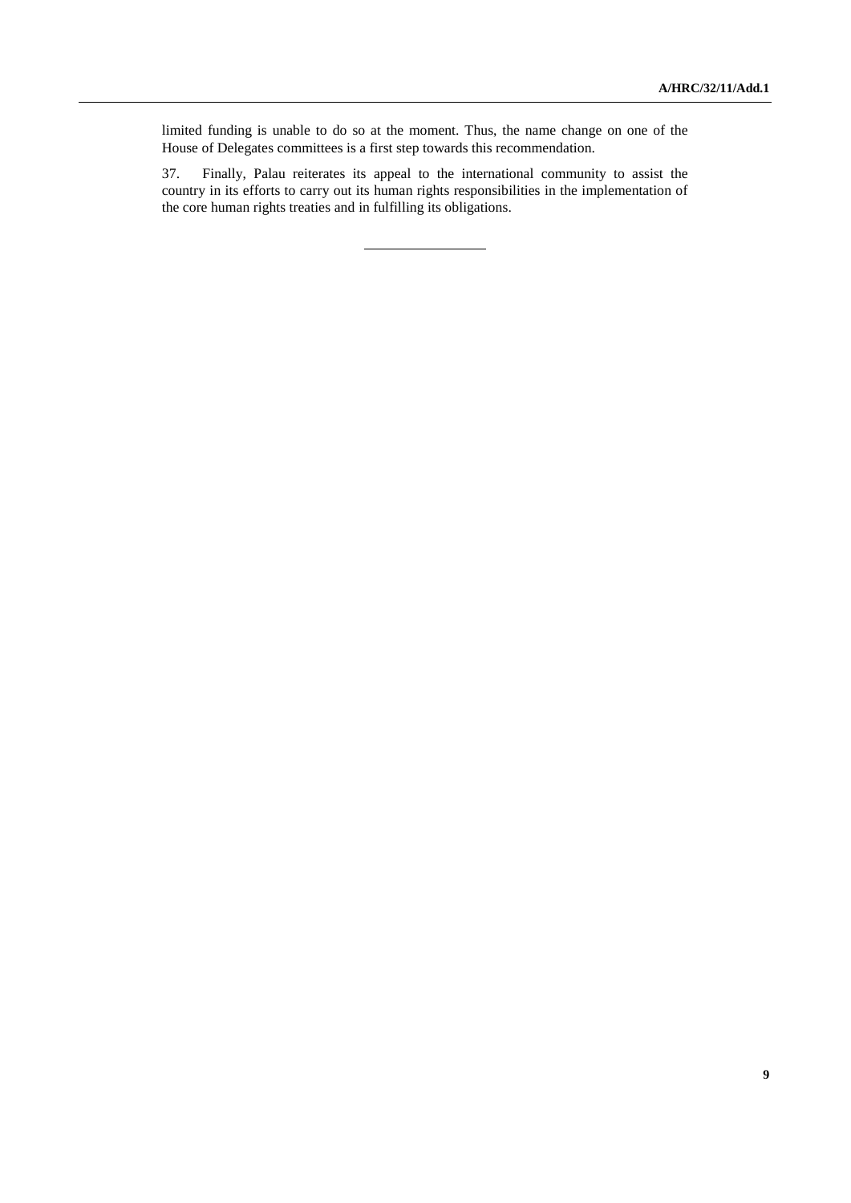limited funding is unable to do so at the moment. Thus, the name change on one of the House of Delegates committees is a first step towards this recommendation.

37. Finally, Palau reiterates its appeal to the international community to assist the country in its efforts to carry out its human rights responsibilities in the implementation of the core human rights treaties and in fulfilling its obligations.